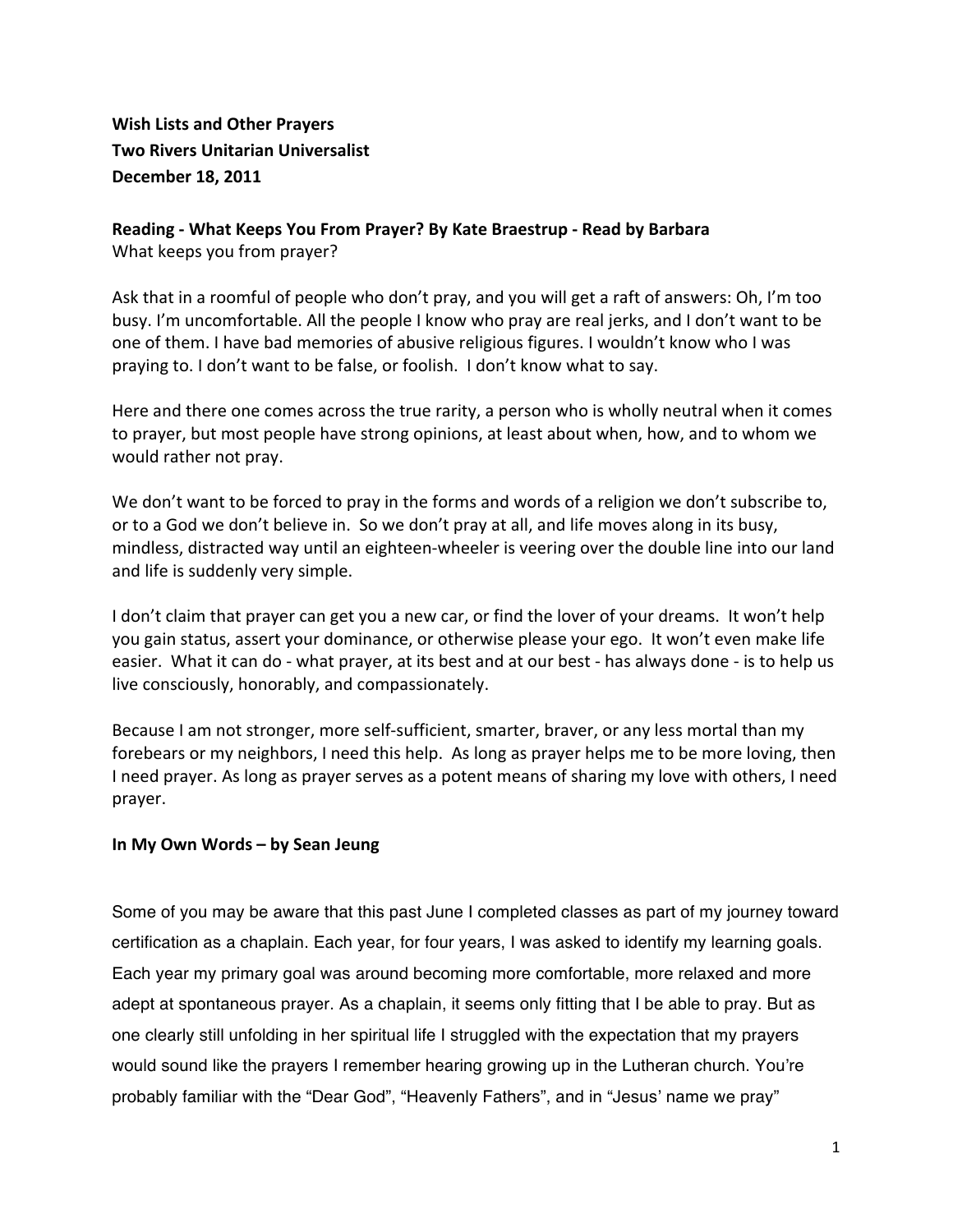**Wish Lists and Other Prayers**
**Two Rivers Unitarian Universalist**
**December 18, 2011**

**Reading - What Keeps You From Prayer? By Kate Braestrup - Read by Barbara**
What keeps you from prayer?

Ask that in a roomful of people who don't pray, and you will get a raft of answers: Oh, I'm too busy. I'm uncomfortable. All the people I know who pray are real jerks, and I don't want to be one of them. I have bad memories of abusive religious figures. I wouldn't know who I was praying to. I don't want to be false, or foolish. I don't know what to say.

Here and there one comes across the true rarity, a person who is wholly neutral when it comes to prayer, but most people have strong opinions, at least about when, how, and to whom we would rather not pray.

We don't want to be forced to pray in the forms and words of a religion we don't subscribe to, or to a God we don't believe in. So we don't pray at all, and life moves along in its busy, mindless, distracted way until an eighteen-wheeler is veering over the double line into our land and life is suddenly very simple.

I don't claim that prayer can get you a new car, or find the lover of your dreams. It won't help you gain status, assert your dominance, or otherwise please your ego. It won't even make life easier. What it can do - what prayer, at its best and at our best - has always done - is to help us live consciously, honorably, and compassionately.

Because I am not stronger, more self-sufficient, smarter, braver, or any less mortal than my forebears or my neighbors, I need this help. As long as prayer helps me to be more loving, then I need prayer. As long as prayer serves as a potent means of sharing my love with others, I need prayer.

**In My Own Words – by Sean Jeung**

Some of you may be aware that this past June I completed classes as part of my journey toward certification as a chaplain. Each year, for four years, I was asked to identify my learning goals. Each year my primary goal was around becoming more comfortable, more relaxed and more adept at spontaneous prayer. As a chaplain, it seems only fitting that I be able to pray. But as one clearly still unfolding in her spiritual life I struggled with the expectation that my prayers would sound like the prayers I remember hearing growing up in the Lutheran church. You're probably familiar with the "Dear God", "Heavenly Fathers", and in "Jesus' name we pray"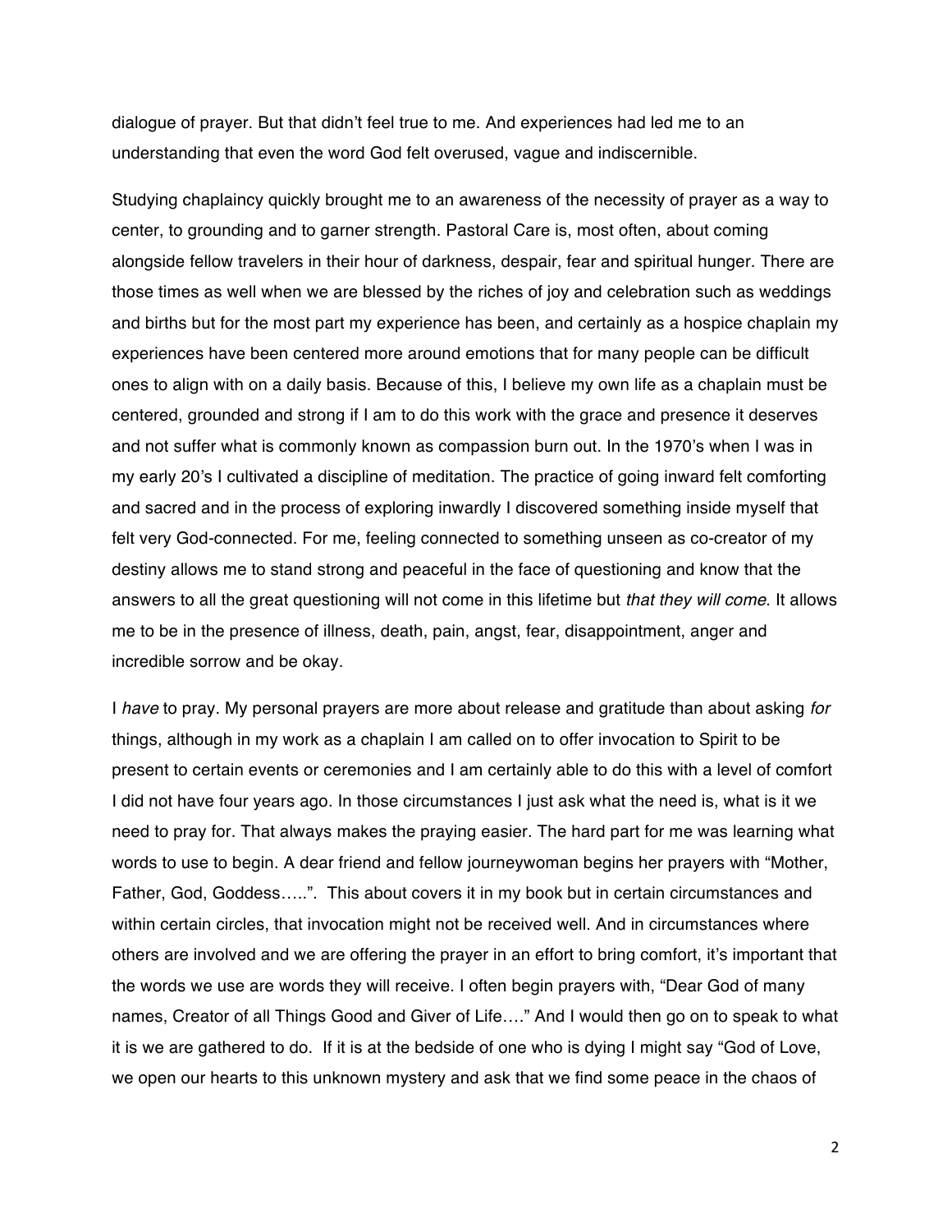dialogue of prayer. But that didn't feel true to me. And experiences had led me to an understanding that even the word God felt overused, vague and indiscernible.

Studying chaplaincy quickly brought me to an awareness of the necessity of prayer as a way to center, to grounding and to garner strength. Pastoral Care is, most often, about coming alongside fellow travelers in their hour of darkness, despair, fear and spiritual hunger. There are those times as well when we are blessed by the riches of joy and celebration such as weddings and births but for the most part my experience has been, and certainly as a hospice chaplain my experiences have been centered more around emotions that for many people can be difficult ones to align with on a daily basis. Because of this, I believe my own life as a chaplain must be centered, grounded and strong if I am to do this work with the grace and presence it deserves and not suffer what is commonly known as compassion burn out. In the 1970's when I was in my early 20's I cultivated a discipline of meditation. The practice of going inward felt comforting and sacred and in the process of exploring inwardly I discovered something inside myself that felt very God-connected. For me, feeling connected to something unseen as co-creator of my destiny allows me to stand strong and peaceful in the face of questioning and know that the answers to all the great questioning will not come in this lifetime but *that they will come*. It allows me to be in the presence of illness, death, pain, angst, fear, disappointment, anger and incredible sorrow and be okay.

I *have* to pray. My personal prayers are more about release and gratitude than about asking *for* things, although in my work as a chaplain I am called on to offer invocation to Spirit to be present to certain events or ceremonies and I am certainly able to do this with a level of comfort I did not have four years ago. In those circumstances I just ask what the need is, what is it we need to pray for. That always makes the praying easier. The hard part for me was learning what words to use to begin. A dear friend and fellow journeywoman begins her prayers with "Mother, Father, God, Goddess…..". This about covers it in my book but in certain circumstances and within certain circles, that invocation might not be received well. And in circumstances where others are involved and we are offering the prayer in an effort to bring comfort, it's important that the words we use are words they will receive. I often begin prayers with, "Dear God of many names, Creator of all Things Good and Giver of Life…." And I would then go on to speak to what it is we are gathered to do. If it is at the bedside of one who is dying I might say "God of Love, we open our hearts to this unknown mystery and ask that we find some peace in the chaos of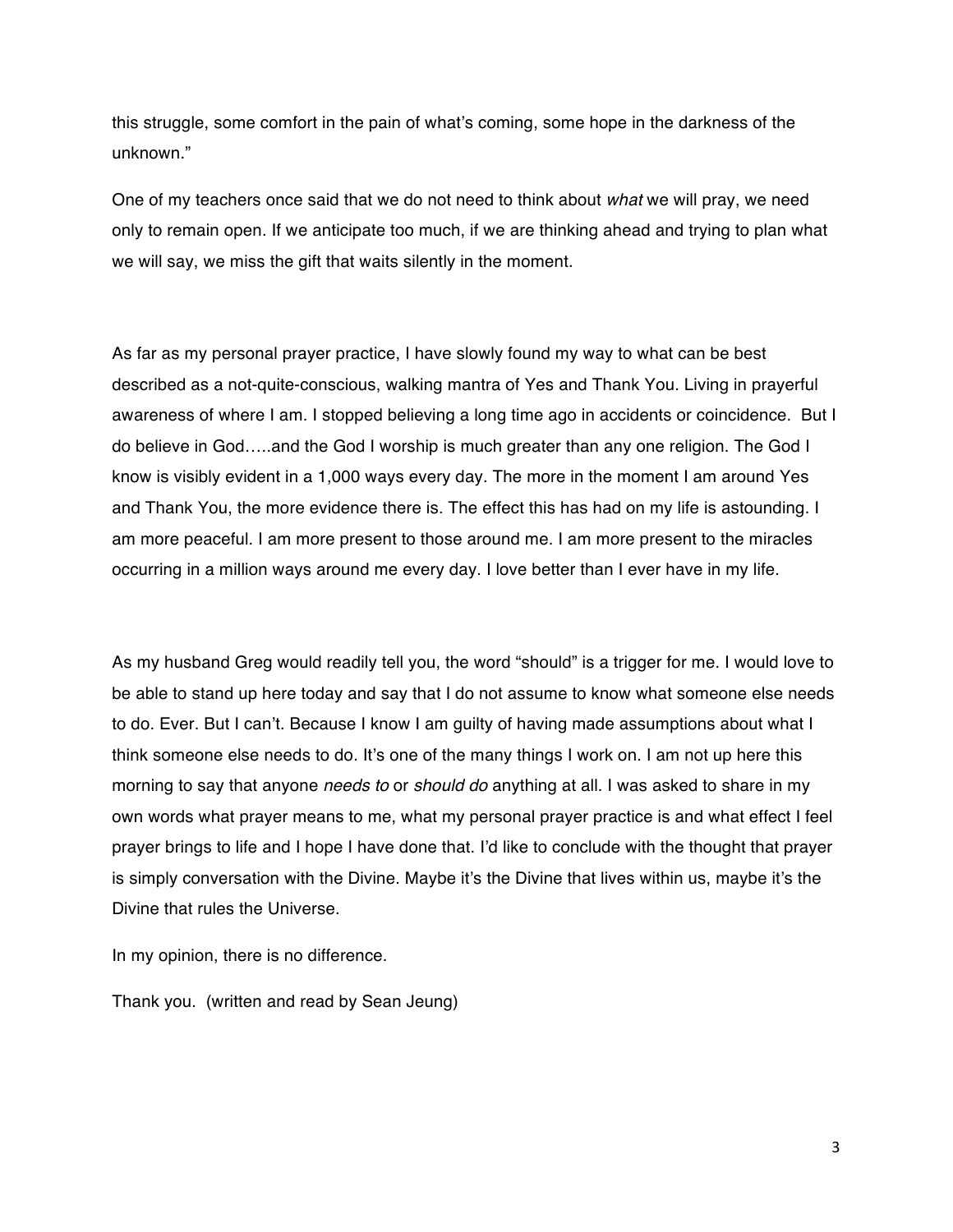this struggle, some comfort in the pain of what's coming, some hope in the darkness of the unknown."

One of my teachers once said that we do not need to think about *what* we will pray, we need only to remain open. If we anticipate too much, if we are thinking ahead and trying to plan what we will say, we miss the gift that waits silently in the moment.

As far as my personal prayer practice, I have slowly found my way to what can be best described as a not-quite-conscious, walking mantra of Yes and Thank You. Living in prayerful awareness of where I am. I stopped believing a long time ago in accidents or coincidence. But I do believe in God…..and the God I worship is much greater than any one religion. The God I know is visibly evident in a 1,000 ways every day. The more in the moment I am around Yes and Thank You, the more evidence there is. The effect this has had on my life is astounding. I am more peaceful. I am more present to those around me. I am more present to the miracles occurring in a million ways around me every day. I love better than I ever have in my life.

As my husband Greg would readily tell you, the word "should" is a trigger for me. I would love to be able to stand up here today and say that I do not assume to know what someone else needs to do. Ever. But I can't. Because I know I am guilty of having made assumptions about what I think someone else needs to do. It's one of the many things I work on. I am not up here this morning to say that anyone *needs to* or *should do* anything at all. I was asked to share in my own words what prayer means to me, what my personal prayer practice is and what effect I feel prayer brings to life and I hope I have done that. I'd like to conclude with the thought that prayer is simply conversation with the Divine. Maybe it's the Divine that lives within us, maybe it's the Divine that rules the Universe.

In my opinion, there is no difference.

Thank you. (written and read by Sean Jeung)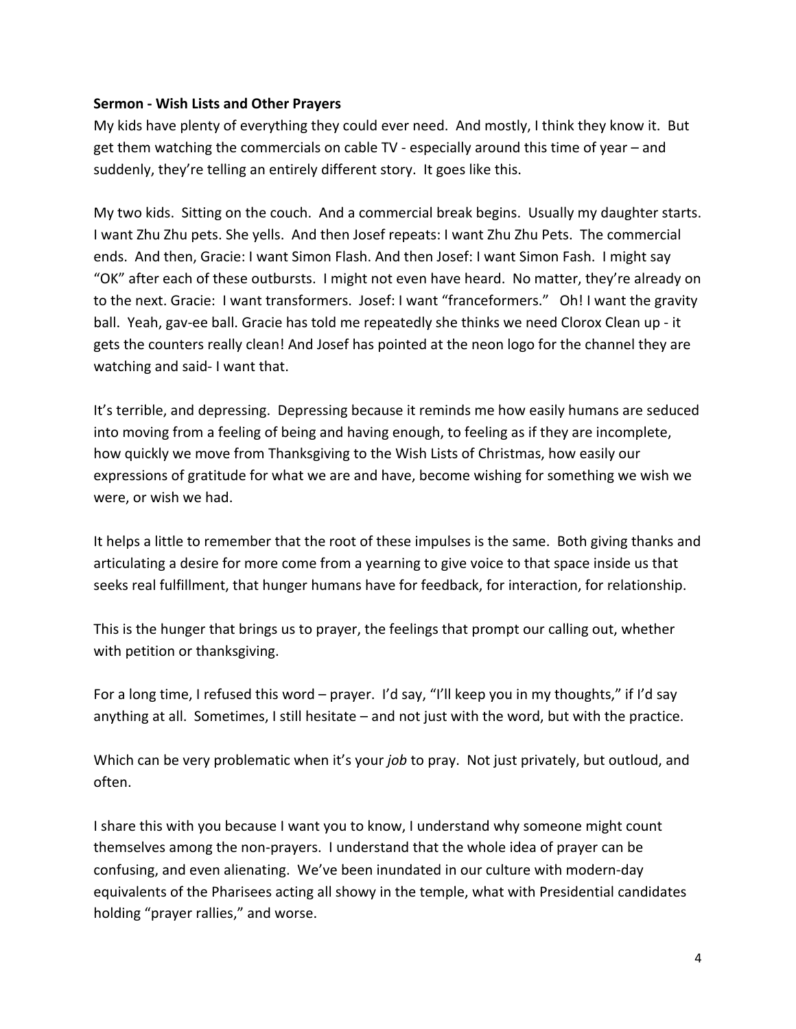**Sermon - Wish Lists and Other Prayers**

My kids have plenty of everything they could ever need. And mostly, I think they know it. But get them watching the commercials on cable TV - especially around this time of year – and suddenly, they're telling an entirely different story. It goes like this.

My two kids. Sitting on the couch. And a commercial break begins. Usually my daughter starts. I want Zhu Zhu pets. She yells. And then Josef repeats: I want Zhu Zhu Pets. The commercial ends. And then, Gracie: I want Simon Flash. And then Josef: I want Simon Fash. I might say "OK" after each of these outbursts. I might not even have heard. No matter, they're already on to the next. Gracie: I want transformers. Josef: I want "franceformers." Oh! I want the gravity ball. Yeah, gav-ee ball. Gracie has told me repeatedly she thinks we need Clorox Clean up - it gets the counters really clean! And Josef has pointed at the neon logo for the channel they are watching and said- I want that.

It's terrible, and depressing. Depressing because it reminds me how easily humans are seduced into moving from a feeling of being and having enough, to feeling as if they are incomplete, how quickly we move from Thanksgiving to the Wish Lists of Christmas, how easily our expressions of gratitude for what we are and have, become wishing for something we wish we were, or wish we had.

It helps a little to remember that the root of these impulses is the same. Both giving thanks and articulating a desire for more come from a yearning to give voice to that space inside us that seeks real fulfillment, that hunger humans have for feedback, for interaction, for relationship.

This is the hunger that brings us to prayer, the feelings that prompt our calling out, whether with petition or thanksgiving.

For a long time, I refused this word – prayer. I'd say, "I'll keep you in my thoughts," if I'd say anything at all. Sometimes, I still hesitate – and not just with the word, but with the practice.

Which can be very problematic when it's your *job* to pray. Not just privately, but outloud, and often.

I share this with you because I want you to know, I understand why someone might count themselves among the non-prayers. I understand that the whole idea of prayer can be confusing, and even alienating. We've been inundated in our culture with modern-day equivalents of the Pharisees acting all showy in the temple, what with Presidential candidates holding "prayer rallies," and worse.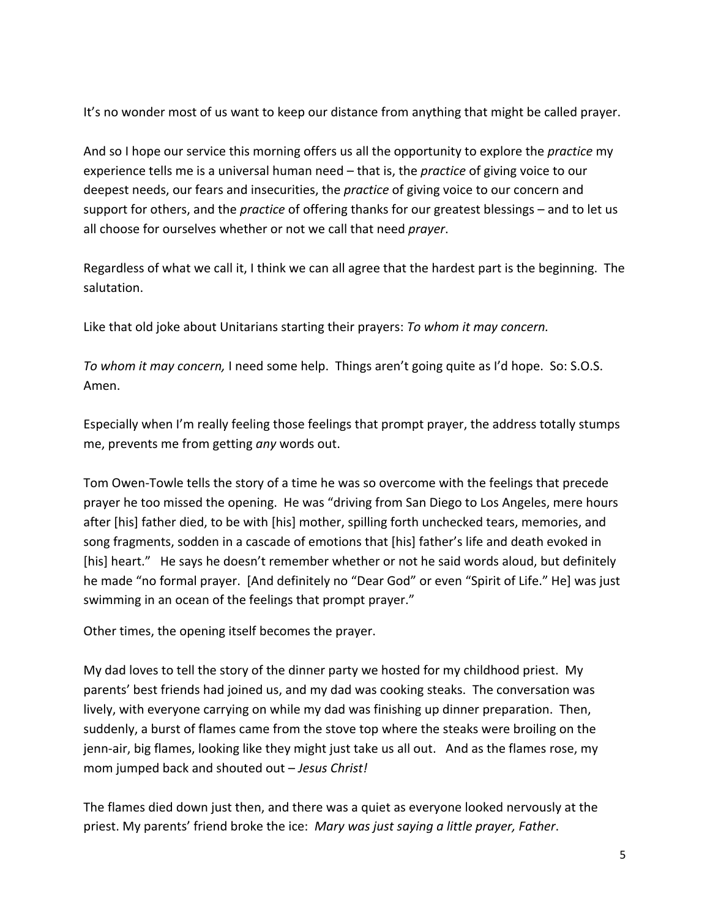It's no wonder most of us want to keep our distance from anything that might be called prayer.

And so I hope our service this morning offers us all the opportunity to explore the *practice* my experience tells me is a universal human need – that is, the *practice* of giving voice to our deepest needs, our fears and insecurities, the *practice* of giving voice to our concern and support for others, and the *practice* of offering thanks for our greatest blessings – and to let us all choose for ourselves whether or not we call that need *prayer*.

Regardless of what we call it, I think we can all agree that the hardest part is the beginning. The salutation.

Like that old joke about Unitarians starting their prayers: *To whom it may concern.*

*To whom it may concern,* I need some help. Things aren't going quite as I'd hope. So: S.O.S. Amen.

Especially when I'm really feeling those feelings that prompt prayer, the address totally stumps me, prevents me from getting *any* words out.

Tom Owen-Towle tells the story of a time he was so overcome with the feelings that precede prayer he too missed the opening. He was "driving from San Diego to Los Angeles, mere hours after [his] father died, to be with [his] mother, spilling forth unchecked tears, memories, and song fragments, sodden in a cascade of emotions that [his] father's life and death evoked in [his] heart." He says he doesn't remember whether or not he said words aloud, but definitely he made "no formal prayer. [And definitely no "Dear God" or even "Spirit of Life." He] was just swimming in an ocean of the feelings that prompt prayer."

Other times, the opening itself becomes the prayer.

My dad loves to tell the story of the dinner party we hosted for my childhood priest. My parents' best friends had joined us, and my dad was cooking steaks. The conversation was lively, with everyone carrying on while my dad was finishing up dinner preparation. Then, suddenly, a burst of flames came from the stove top where the steaks were broiling on the jenn-air, big flames, looking like they might just take us all out. And as the flames rose, my mom jumped back and shouted out – *Jesus Christ!*

The flames died down just then, and there was a quiet as everyone looked nervously at the priest. My parents' friend broke the ice: *Mary was just saying a little prayer, Father*.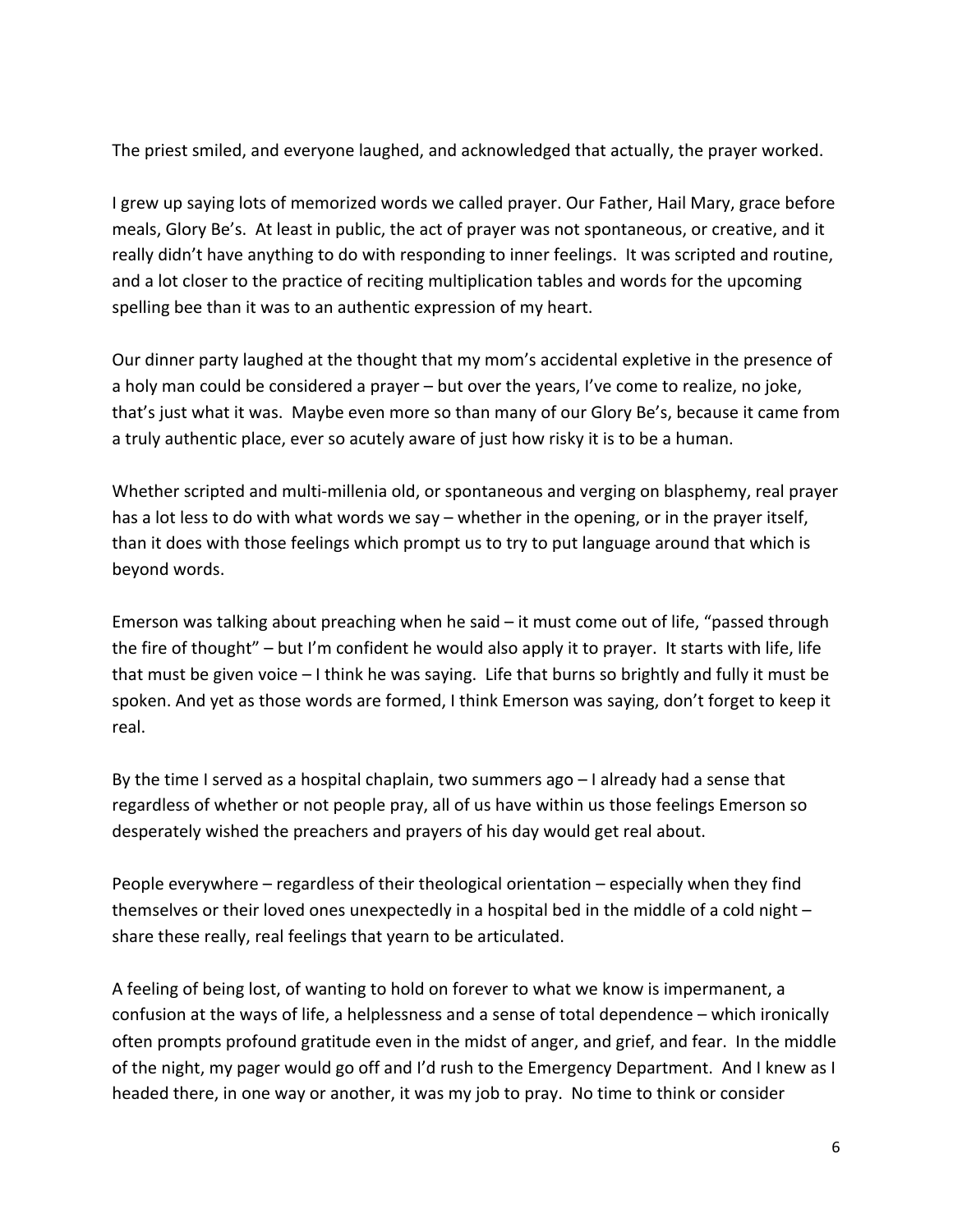The priest smiled, and everyone laughed, and acknowledged that actually, the prayer worked.

I grew up saying lots of memorized words we called prayer. Our Father, Hail Mary, grace before meals, Glory Be's. At least in public, the act of prayer was not spontaneous, or creative, and it really didn't have anything to do with responding to inner feelings. It was scripted and routine, and a lot closer to the practice of reciting multiplication tables and words for the upcoming spelling bee than it was to an authentic expression of my heart.

Our dinner party laughed at the thought that my mom's accidental expletive in the presence of a holy man could be considered a prayer – but over the years, I've come to realize, no joke, that's just what it was. Maybe even more so than many of our Glory Be's, because it came from a truly authentic place, ever so acutely aware of just how risky it is to be a human.

Whether scripted and multi-millenia old, or spontaneous and verging on blasphemy, real prayer has a lot less to do with what words we say – whether in the opening, or in the prayer itself, than it does with those feelings which prompt us to try to put language around that which is beyond words.

Emerson was talking about preaching when he said – it must come out of life, "passed through the fire of thought" – but I'm confident he would also apply it to prayer. It starts with life, life that must be given voice – I think he was saying. Life that burns so brightly and fully it must be spoken. And yet as those words are formed, I think Emerson was saying, don't forget to keep it real.

By the time I served as a hospital chaplain, two summers ago – I already had a sense that regardless of whether or not people pray, all of us have within us those feelings Emerson so desperately wished the preachers and prayers of his day would get real about.

People everywhere – regardless of their theological orientation – especially when they find themselves or their loved ones unexpectedly in a hospital bed in the middle of a cold night – share these really, real feelings that yearn to be articulated.

A feeling of being lost, of wanting to hold on forever to what we know is impermanent, a confusion at the ways of life, a helplessness and a sense of total dependence – which ironically often prompts profound gratitude even in the midst of anger, and grief, and fear. In the middle of the night, my pager would go off and I'd rush to the Emergency Department. And I knew as I headed there, in one way or another, it was my job to pray. No time to think or consider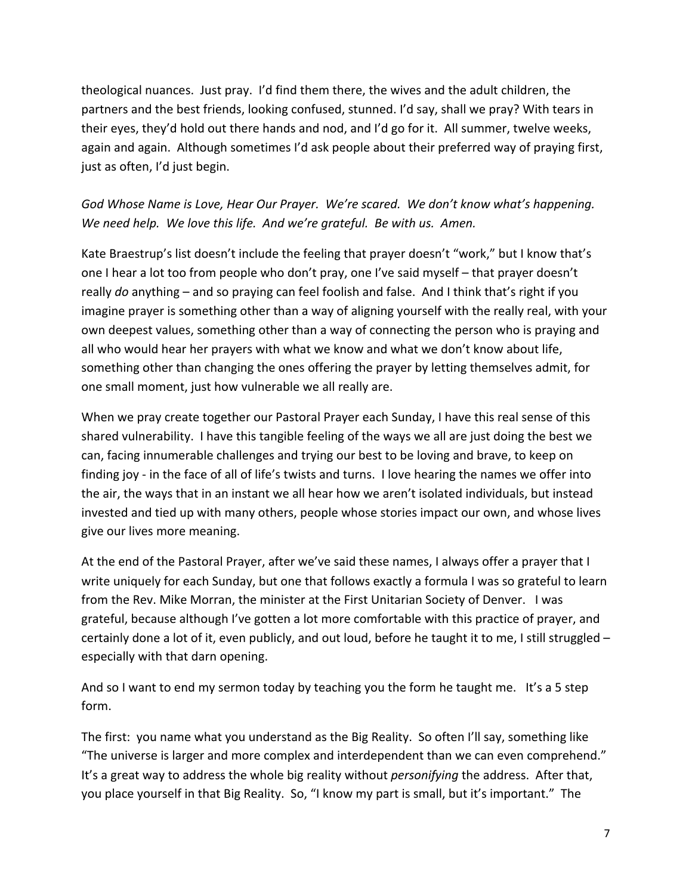theological nuances. Just pray. I'd find them there, the wives and the adult children, the partners and the best friends, looking confused, stunned. I'd say, shall we pray? With tears in their eyes, they'd hold out there hands and nod, and I'd go for it. All summer, twelve weeks, again and again. Although sometimes I'd ask people about their preferred way of praying first, just as often, I'd just begin.

*God Whose Name is Love, Hear Our Prayer. We're scared. We don't know what's happening. We need help. We love this life. And we're grateful. Be with us. Amen.*

Kate Braestrup's list doesn't include the feeling that prayer doesn't "work," but I know that's one I hear a lot too from people who don't pray, one I've said myself – that prayer doesn't really *do* anything – and so praying can feel foolish and false. And I think that's right if you imagine prayer is something other than a way of aligning yourself with the really real, with your own deepest values, something other than a way of connecting the person who is praying and all who would hear her prayers with what we know and what we don't know about life, something other than changing the ones offering the prayer by letting themselves admit, for one small moment, just how vulnerable we all really are.

When we pray create together our Pastoral Prayer each Sunday, I have this real sense of this shared vulnerability. I have this tangible feeling of the ways we all are just doing the best we can, facing innumerable challenges and trying our best to be loving and brave, to keep on finding joy - in the face of all of life's twists and turns. I love hearing the names we offer into the air, the ways that in an instant we all hear how we aren't isolated individuals, but instead invested and tied up with many others, people whose stories impact our own, and whose lives give our lives more meaning.

At the end of the Pastoral Prayer, after we've said these names, I always offer a prayer that I write uniquely for each Sunday, but one that follows exactly a formula I was so grateful to learn from the Rev. Mike Morran, the minister at the First Unitarian Society of Denver. I was grateful, because although I've gotten a lot more comfortable with this practice of prayer, and certainly done a lot of it, even publicly, and out loud, before he taught it to me, I still struggled – especially with that darn opening.

And so I want to end my sermon today by teaching you the form he taught me. It's a 5 step form.

The first: you name what you understand as the Big Reality. So often I'll say, something like "The universe is larger and more complex and interdependent than we can even comprehend." It's a great way to address the whole big reality without *personifying* the address. After that, you place yourself in that Big Reality. So, "I know my part is small, but it's important." The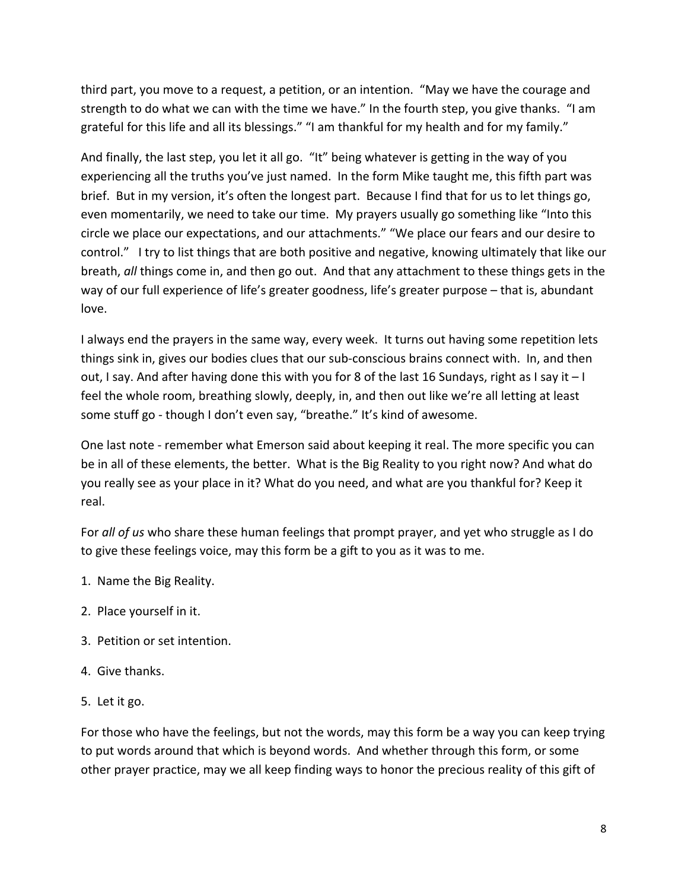third part, you move to a request, a petition, or an intention. "May we have the courage and strength to do what we can with the time we have." In the fourth step, you give thanks. "I am grateful for this life and all its blessings." "I am thankful for my health and for my family."

And finally, the last step, you let it all go. "It" being whatever is getting in the way of you experiencing all the truths you've just named. In the form Mike taught me, this fifth part was brief. But in my version, it's often the longest part. Because I find that for us to let things go, even momentarily, we need to take our time. My prayers usually go something like "Into this circle we place our expectations, and our attachments." "We place our fears and our desire to control." I try to list things that are both positive and negative, knowing ultimately that like our breath, *all* things come in, and then go out. And that any attachment to these things gets in the way of our full experience of life's greater goodness, life's greater purpose – that is, abundant love.

I always end the prayers in the same way, every week. It turns out having some repetition lets things sink in, gives our bodies clues that our sub-conscious brains connect with. In, and then out, I say. And after having done this with you for 8 of the last 16 Sundays, right as I say it – I feel the whole room, breathing slowly, deeply, in, and then out like we're all letting at least some stuff go - though I don't even say, "breathe." It's kind of awesome.

One last note - remember what Emerson said about keeping it real. The more specific you can be in all of these elements, the better. What is the Big Reality to you right now? And what do you really see as your place in it? What do you need, and what are you thankful for? Keep it real.

For *all of us* who share these human feelings that prompt prayer, and yet who struggle as I do to give these feelings voice, may this form be a gift to you as it was to me.

1. Name the Big Reality.
2. Place yourself in it.
3. Petition or set intention.
4. Give thanks.
5. Let it go.

For those who have the feelings, but not the words, may this form be a way you can keep trying to put words around that which is beyond words. And whether through this form, or some other prayer practice, may we all keep finding ways to honor the precious reality of this gift of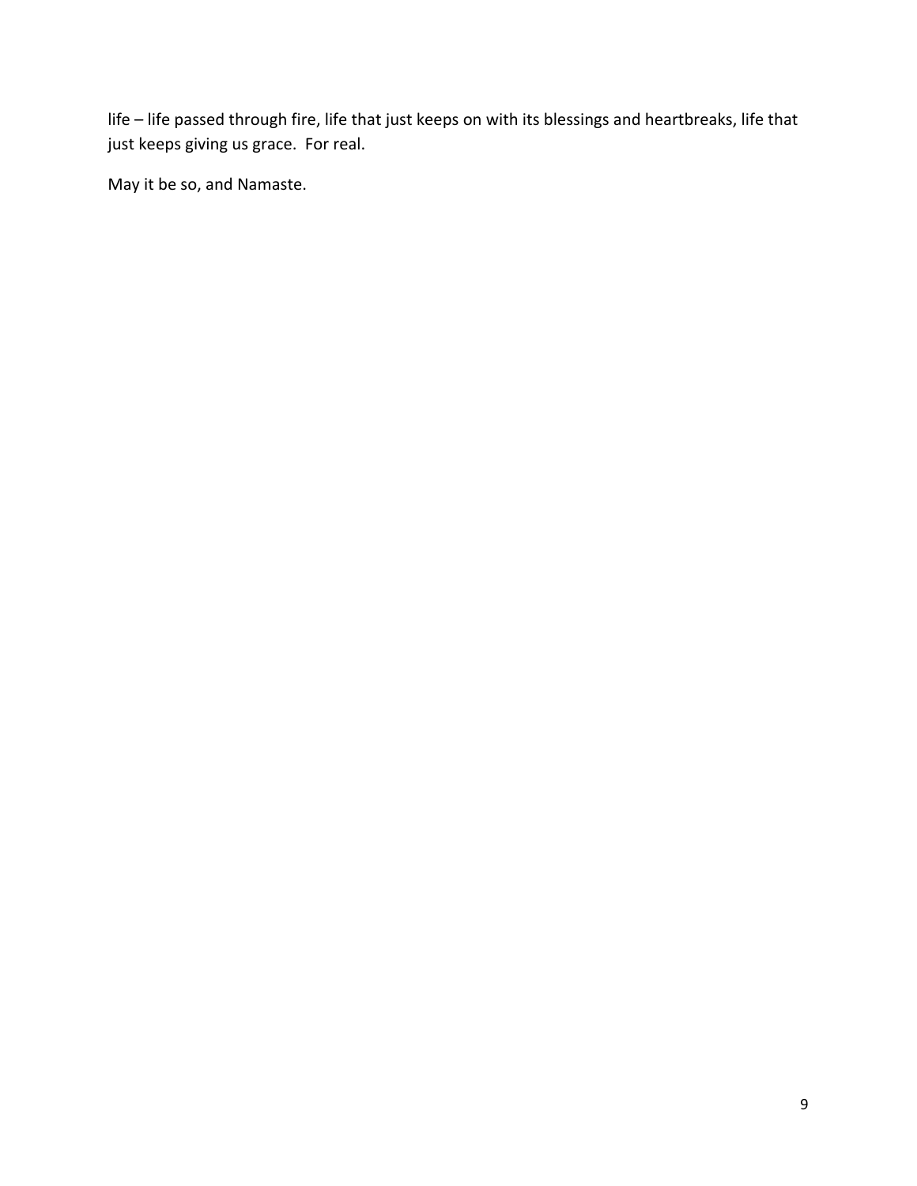life – life passed through fire, life that just keeps on with its blessings and heartbreaks, life that just keeps giving us grace. For real.

May it be so, and Namaste.